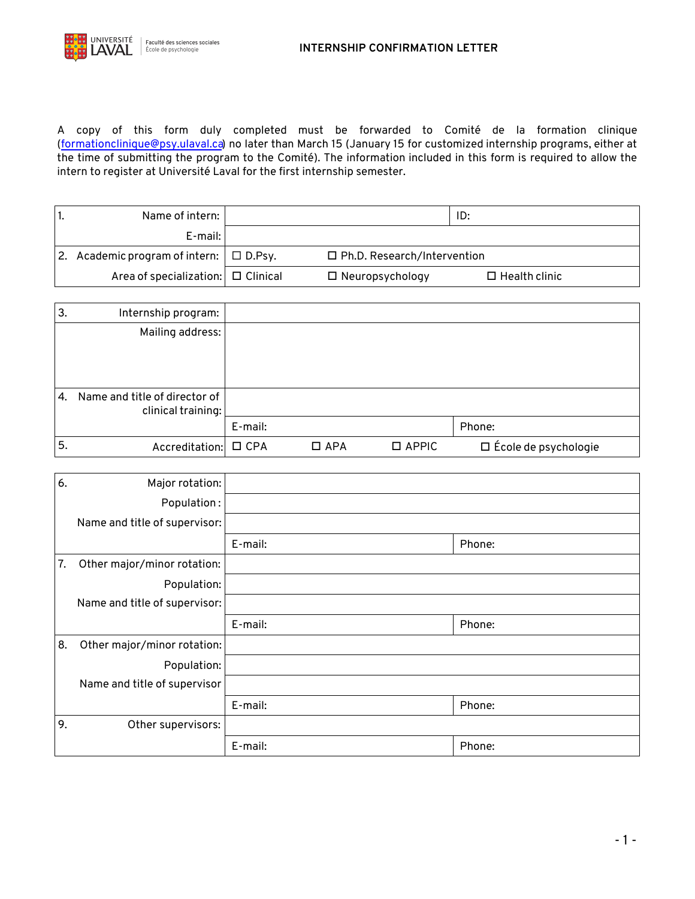# INTERNSHIP CONFIRMATION LETTER

A copy of this form duly completed must be forwarded to Comité de la formation clinique (formationclinique@psy.ulaval.ca) no later than March 15 (January 15 for customized internship programs, either at the time of submitting the program to the Comité). The information included in this form is required to allow the intern to register at Université Laval for the first internship semester.

| | | | |
|---|---|---|---|
| 1. Name of intern: | | ID: | |
| E-mail: | | | |
| 2. Academic program of intern: | ☐ D.Psy. | ☐ Ph.D. Research/Intervention | |
| Area of specialization: | ☐ Clinical | ☐ Neuropsychology | ☐ Health clinic |

| | | | | |
|---|---|---|---|---|
| 3. Internship program: | | | | |
| Mailing address: | | | | |
| 4. Name and title of director of clinical training: | | | | |
| | E-mail: | | Phone: | |
| 5. Accreditation: | ☐ CPA | ☐ APA | ☐ APPIC | ☐ École de psychologie |

| | | |
|---|---|---|
| 6. Major rotation: | | |
| Population : | | |
| Name and title of supervisor: | | |
| | E-mail: | Phone: |
| 7. Other major/minor rotation: | | |
| Population: | | |
| Name and title of supervisor: | | |
| | E-mail: | Phone: |
| 8. Other major/minor rotation: | | |
| Population: | | |
| Name and title of supervisor | | |
| | E-mail: | Phone: |
| 9. Other supervisors: | | |
| | E-mail: | Phone: |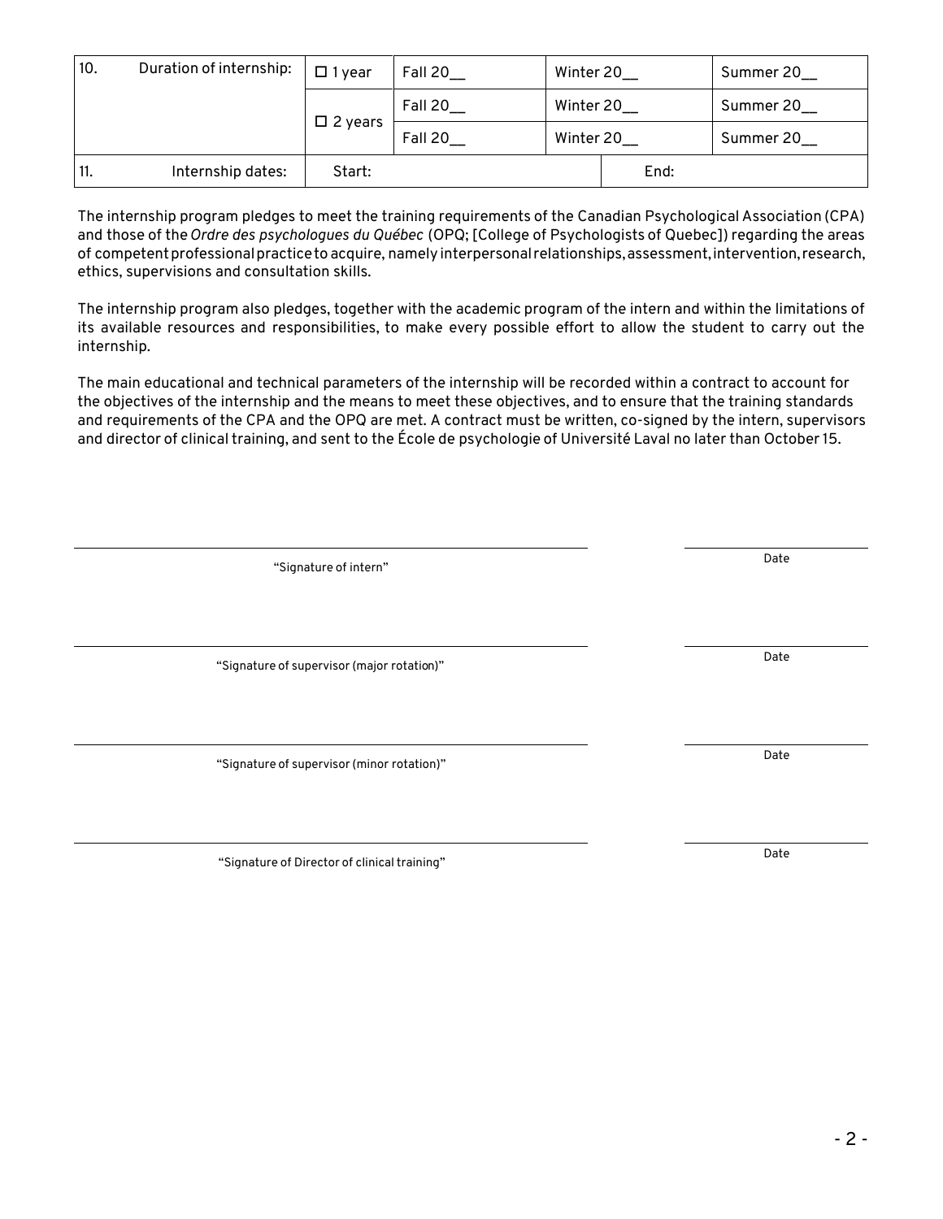| | | | | | |
|---|---|---|---|---|---|
| 10. | Duration of internship: | ☐ 1 year | Fall 20__ | Winter 20__ | Summer 20__ |
| | | ☐ 2 years | Fall 20__ | Winter 20__ | Summer 20__ |
| | | | Fall 20__ | Winter 20__ | Summer 20__ |
| 11. | Internship dates: | Start: | | End: | |

The internship program pledges to meet the training requirements of the Canadian Psychological Association (CPA) and those of the *Ordre des psychologues du Québec* (OPQ; [College of Psychologists of Quebec]) regarding the areas of competent professional practice to acquire, namely interpersonal relationships, assessment, intervention, research, ethics, supervisions and consultation skills.

The internship program also pledges, together with the academic program of the intern and within the limitations of its available resources and responsibilities, to make every possible effort to allow the student to carry out the internship.

The main educational and technical parameters of the internship will be recorded within a contract to account for the objectives of the internship and the means to meet these objectives, and to ensure that the training standards and requirements of the CPA and the OPQ are met. A contract must be written, co-signed by the intern, supervisors and director of clinical training, and sent to the École de psychologie of Université Laval no later than October 15.

______________________________ ______________

"Signature of intern" Date

______________________________ ______________

"Signature of supervisor (major rotation)" Date

______________________________ ______________

"Signature of supervisor (minor rotation)" Date

______________________________ ______________

"Signature of Director of clinical training" Date